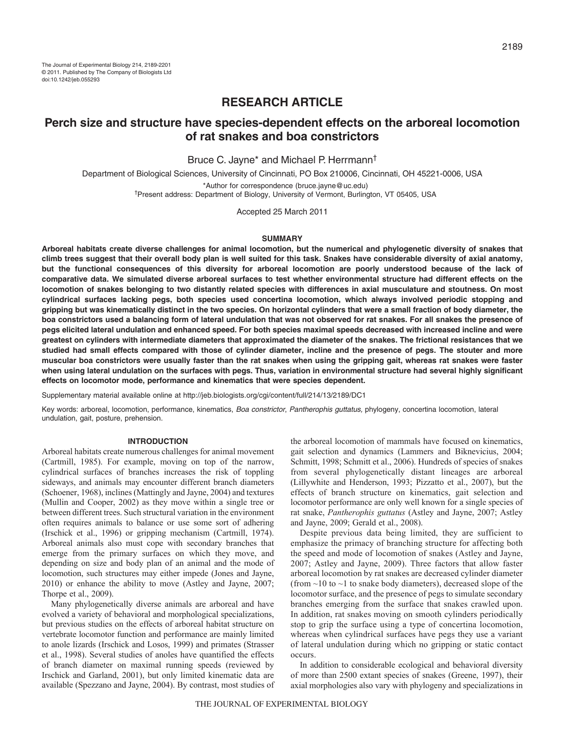The Journal of Experimental Biology 214, 2189-2201
© 2011. Published by The Company of Biologists Ltd
doi:10.1242/jeb.055293

## RESEARCH ARTICLE

# Perch size and structure have species-dependent effects on the arboreal locomotion of rat snakes and boa constrictors

Bruce C. Jayne* and Michael P. Herrmann†

Department of Biological Sciences, University of Cincinnati, PO Box 210006, Cincinnati, OH 45221-0006, USA

*Author for correspondence (bruce.jayne@uc.edu)

†Present address: Department of Biology, University of Vermont, Burlington, VT 05405, USA

Accepted 25 March 2011

## SUMMARY

**Arboreal habitats create diverse challenges for animal locomotion, but the numerical and phylogenetic diversity of snakes that climb trees suggest that their overall body plan is well suited for this task. Snakes have considerable diversity of axial anatomy, but the functional consequences of this diversity for arboreal locomotion are poorly understood because of the lack of comparative data. We simulated diverse arboreal surfaces to test whether environmental structure had different effects on the locomotion of snakes belonging to two distantly related species with differences in axial musculature and stoutness. On most cylindrical surfaces lacking pegs, both species used concertina locomotion, which always involved periodic stopping and gripping but was kinematically distinct in the two species. On horizontal cylinders that were a small fraction of body diameter, the boa constrictors used a balancing form of lateral undulation that was not observed for rat snakes. For all snakes the presence of pegs elicited lateral undulation and enhanced speed. For both species maximal speeds decreased with increased incline and were greatest on cylinders with intermediate diameters that approximated the diameter of the snakes. The frictional resistances that we studied had small effects compared with those of cylinder diameter, incline and the presence of pegs. The stouter and more muscular boa constrictors were usually faster than the rat snakes when using the gripping gait, whereas rat snakes were faster when using lateral undulation on the surfaces with pegs. Thus, variation in environmental structure had several highly significant effects on locomotor mode, performance and kinematics that were species dependent.**

Supplementary material available online at http://jeb.biologists.org/cgi/content/full/214/13/2189/DC1

Key words: arboreal, locomotion, performance, kinematics, *Boa constrictor*, *Pantherophis guttatus,* phylogeny, concertina locomotion, lateral undulation, gait, posture, prehension.

## INTRODUCTION

Arboreal habitats create numerous challenges for animal movement (Cartmill, 1985). For example, moving on top of the narrow, cylindrical surfaces of branches increases the risk of toppling sideways, and animals may encounter different branch diameters (Schoener, 1968), inclines (Mattingly and Jayne, 2004) and textures (Mullin and Cooper, 2002) as they move within a single tree or between different trees. Such structural variation in the environment often requires animals to balance or use some sort of adhering (Irschick et al., 1996) or gripping mechanism (Cartmill, 1974). Arboreal animals also must cope with secondary branches that emerge from the primary surfaces on which they move, and depending on size and body plan of an animal and the mode of locomotion, such structures may either impede (Jones and Jayne, 2010) or enhance the ability to move (Astley and Jayne, 2007; Thorpe et al., 2009).

Many phylogenetically diverse animals are arboreal and have evolved a variety of behavioral and morphological specializations, but previous studies on the effects of arboreal habitat structure on vertebrate locomotor function and performance are mainly limited to anole lizards (Irschick and Losos, 1999) and primates (Strasser et al., 1998). Several studies of anoles have quantified the effects of branch diameter on maximal running speeds (reviewed by Irschick and Garland, 2001), but only limited kinematic data are available (Spezzano and Jayne, 2004). By contrast, most studies of the arboreal locomotion of mammals have focused on kinematics, gait selection and dynamics (Lammers and Biknevicius, 2004; Schmitt, 1998; Schmitt et al., 2006). Hundreds of species of snakes from several phylogenetically distant lineages are arboreal (Lillywhite and Henderson, 1993; Pizzatto et al., 2007), but the effects of branch structure on kinematics, gait selection and locomotor performance are only well known for a single species of rat snake, *Pantherophis guttatus* (Astley and Jayne, 2007; Astley and Jayne, 2009; Gerald et al., 2008).

Despite previous data being limited, they are sufficient to emphasize the primacy of branching structure for affecting both the speed and mode of locomotion of snakes (Astley and Jayne, 2007; Astley and Jayne, 2009). Three factors that allow faster arboreal locomotion by rat snakes are decreased cylinder diameter (from ~10 to ~1 to snake body diameters), decreased slope of the locomotor surface, and the presence of pegs to simulate secondary branches emerging from the surface that snakes crawled upon. In addition, rat snakes moving on smooth cylinders periodically stop to grip the surface using a type of concertina locomotion, whereas when cylindrical surfaces have pegs they use a variant of lateral undulation during which no gripping or static contact occurs.

In addition to considerable ecological and behavioral diversity of more than 2500 extant species of snakes (Greene, 1997), their axial morphologies also vary with phylogeny and specializations in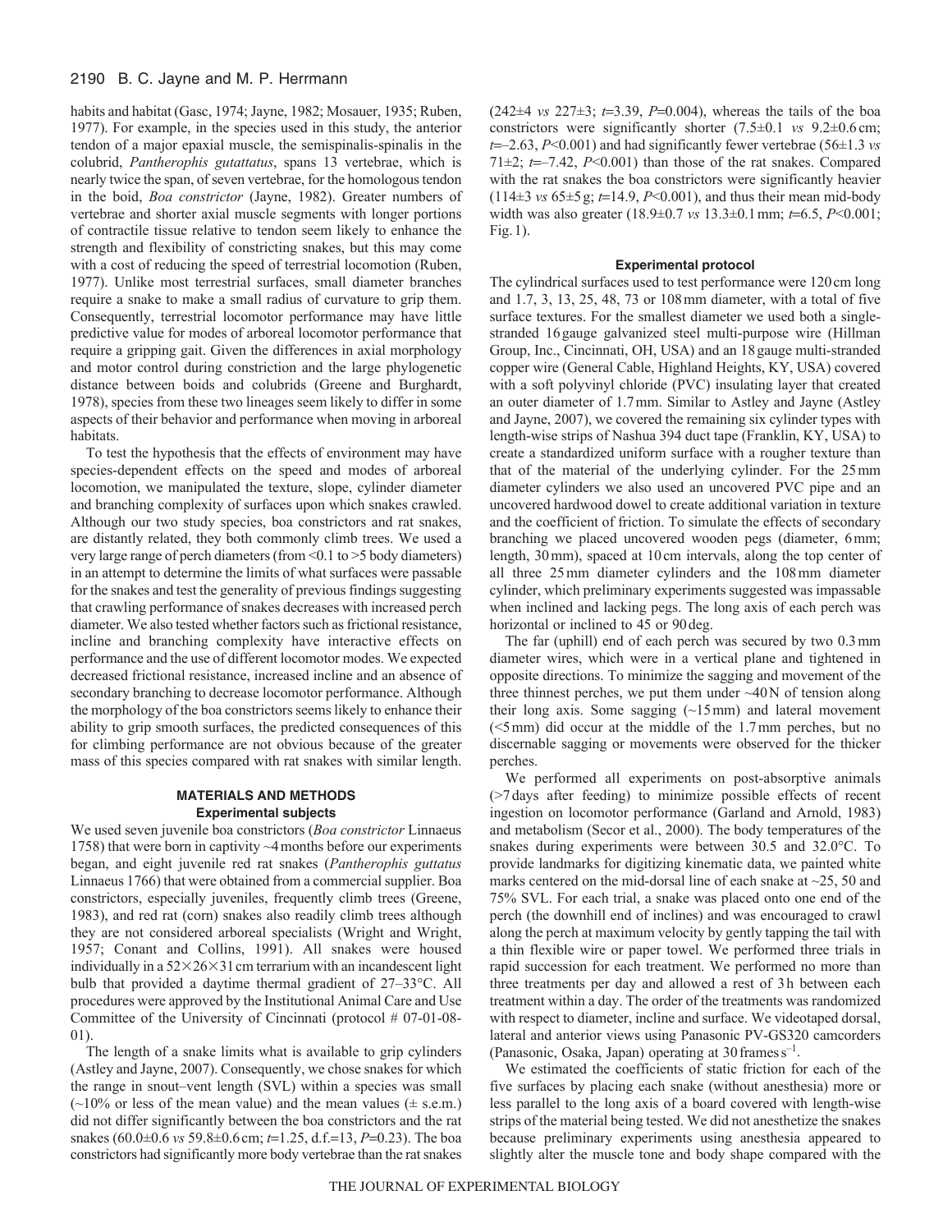habits and habitat (Gasc, 1974; Jayne, 1982; Mosauer, 1935; Ruben, 1977). For example, in the species used in this study, the anterior tendon of a major epaxial muscle, the semispinalis-spinalis in the colubrid, *Pantherophis gutattatus*, spans 13 vertebrae, which is nearly twice the span, of seven vertebrae, for the homologous tendon in the boid, *Boa constrictor* (Jayne, 1982). Greater numbers of vertebrae and shorter axial muscle segments with longer portions of contractile tissue relative to tendon seem likely to enhance the strength and flexibility of constricting snakes, but this may come with a cost of reducing the speed of terrestrial locomotion (Ruben, 1977). Unlike most terrestrial surfaces, small diameter branches require a snake to make a small radius of curvature to grip them. Consequently, terrestrial locomotor performance may have little predictive value for modes of arboreal locomotor performance that require a gripping gait. Given the differences in axial morphology and motor control during constriction and the large phylogenetic distance between boids and colubrids (Greene and Burghardt, 1978), species from these two lineages seem likely to differ in some aspects of their behavior and performance when moving in arboreal habitats.

To test the hypothesis that the effects of environment may have species-dependent effects on the speed and modes of arboreal locomotion, we manipulated the texture, slope, cylinder diameter and branching complexity of surfaces upon which snakes crawled. Although our two study species, boa constrictors and rat snakes, are distantly related, they both commonly climb trees. We used a very large range of perch diameters (from <0.1 to >5 body diameters) in an attempt to determine the limits of what surfaces were passable for the snakes and test the generality of previous findings suggesting that crawling performance of snakes decreases with increased perch diameter. We also tested whether factors such as frictional resistance, incline and branching complexity have interactive effects on performance and the use of different locomotor modes. We expected decreased frictional resistance, increased incline and an absence of secondary branching to decrease locomotor performance. Although the morphology of the boa constrictors seems likely to enhance their ability to grip smooth surfaces, the predicted consequences of this for climbing performance are not obvious because of the greater mass of this species compared with rat snakes with similar length.

## MATERIALS AND METHODS

### Experimental subjects

We used seven juvenile boa constrictors (*Boa constrictor* Linnaeus 1758) that were born in captivity ~4 months before our experiments began, and eight juvenile red rat snakes (*Pantherophis guttatus* Linnaeus 1766) that were obtained from a commercial supplier. Boa constrictors, especially juveniles, frequently climb trees (Greene, 1983), and red rat (corn) snakes also readily climb trees although they are not considered arboreal specialists (Wright and Wright, 1957; Conant and Collins, 1991). All snakes were housed individually in a 52×26×31 cm terrarium with an incandescent light bulb that provided a daytime thermal gradient of 27–33°C. All procedures were approved by the Institutional Animal Care and Use Committee of the University of Cincinnati (protocol # 07-01-08-01).

The length of a snake limits what is available to grip cylinders (Astley and Jayne, 2007). Consequently, we chose snakes for which the range in snout–vent length (SVL) within a species was small (~10% or less of the mean value) and the mean values (± s.e.m.) did not differ significantly between the boa constrictors and the rat snakes (60.0±0.6 *vs* 59.8±0.6 cm; $t$=1.25, d.f.=13, $P$=0.23). The boa constrictors had significantly more body vertebrae than the rat snakes (242±4 *vs* 227±3; $t$=3.39, $P$=0.004), whereas the tails of the boa constrictors were significantly shorter (7.5±0.1 *vs* 9.2±0.6 cm; $t$=–2.63, $P$<0.001) and had significantly fewer vertebrae (56±1.3 *vs* 71±2; $t$=–7.42, $P$<0.001) than those of the rat snakes. Compared with the rat snakes the boa constrictors were significantly heavier (114±3 *vs* 65±5 g; $t$=14.9, $P$<0.001), and thus their mean mid-body width was also greater (18.9±0.7 *vs* 13.3±0.1 mm; $t$=6.5, $P$<0.001; Fig. 1).

### Experimental protocol

The cylindrical surfaces used to test performance were 120 cm long and 1.7, 3, 13, 25, 48, 73 or 108 mm diameter, with a total of five surface textures. For the smallest diameter we used both a single-stranded 16 gauge galvanized steel multi-purpose wire (Hillman Group, Inc., Cincinnati, OH, USA) and an 18 gauge multi-stranded copper wire (General Cable, Highland Heights, KY, USA) covered with a soft polyvinyl chloride (PVC) insulating layer that created an outer diameter of 1.7 mm. Similar to Astley and Jayne (Astley and Jayne, 2007), we covered the remaining six cylinder types with length-wise strips of Nashua 394 duct tape (Franklin, KY, USA) to create a standardized uniform surface with a rougher texture than that of the material of the underlying cylinder. For the 25 mm diameter cylinders we also used an uncovered PVC pipe and an uncovered hardwood dowel to create additional variation in texture and the coefficient of friction. To simulate the effects of secondary branching we placed uncovered wooden pegs (diameter, 6 mm; length, 30 mm), spaced at 10 cm intervals, along the top center of all three 25 mm diameter cylinders and the 108 mm diameter cylinder, which preliminary experiments suggested was impassable when inclined and lacking pegs. The long axis of each perch was horizontal or inclined to 45 or 90 deg.

The far (uphill) end of each perch was secured by two 0.3 mm diameter wires, which were in a vertical plane and tightened in opposite directions. To minimize the sagging and movement of the three thinnest perches, we put them under ~40 N of tension along their long axis. Some sagging (~15 mm) and lateral movement (<5 mm) did occur at the middle of the 1.7 mm perches, but no discernable sagging or movements were observed for the thicker perches.

We performed all experiments on post-absorptive animals (>7 days after feeding) to minimize possible effects of recent ingestion on locomotor performance (Garland and Arnold, 1983) and metabolism (Secor et al., 2000). The body temperatures of the snakes during experiments were between 30.5 and 32.0°C. To provide landmarks for digitizing kinematic data, we painted white marks centered on the mid-dorsal line of each snake at ~25, 50 and 75% SVL. For each trial, a snake was placed onto one end of the perch (the downhill end of inclines) and was encouraged to crawl along the perch at maximum velocity by gently tapping the tail with a thin flexible wire or paper towel. We performed three trials in rapid succession for each treatment. We performed no more than three treatments per day and allowed a rest of 3 h between each treatment within a day. The order of the treatments was randomized with respect to diameter, incline and surface. We videotaped dorsal, lateral and anterior views using Panasonic PV-GS320 camcorders (Panasonic, Osaka, Japan) operating at 30 frames $s^{-1}$.

We estimated the coefficients of static friction for each of the five surfaces by placing each snake (without anesthesia) more or less parallel to the long axis of a board covered with length-wise strips of the material being tested. We did not anesthetize the snakes because preliminary experiments using anesthesia appeared to slightly alter the muscle tone and body shape compared with the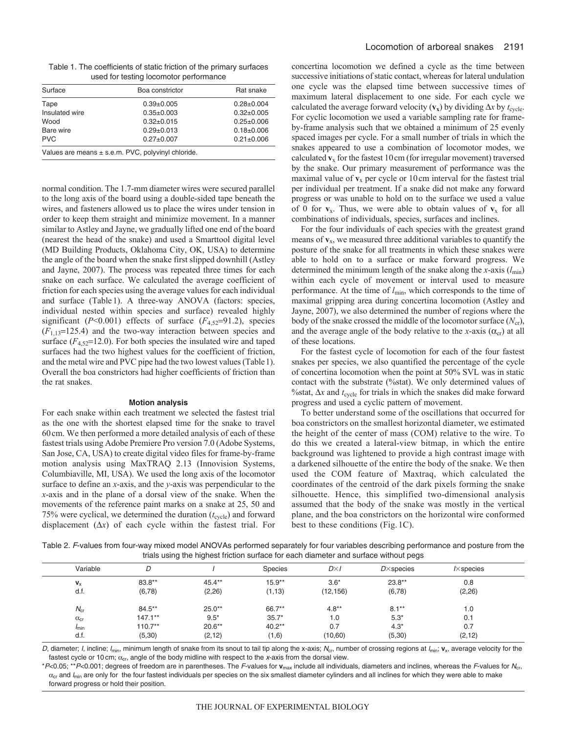Table 1. The coefficients of static friction of the primary surfaces used for testing locomotor performance

| Surface | Boa constrictor | Rat snake |
|---|---|---|
| Tape | 0.39±0.005 | 0.28±0.004 |
| Insulated wire | 0.35±0.003 | 0.32±0.005 |
| Wood | 0.32±0.015 | 0.25±0.006 |
| Bare wire | 0.29±0.013 | 0.18±0.006 |
| PVC | 0.27±0.007 | 0.21±0.006 |

Values are means ± s.e.m. PVC, polyvinyl chloride.

normal condition. The 1.7-mm diameter wires were secured parallel to the long axis of the board using a double-sided tape beneath the wires, and fasteners allowed us to place the wires under tension in order to keep them straight and minimize movement. In a manner similar to Astley and Jayne, we gradually lifted one end of the board (nearest the head of the snake) and used a Smarttool digital level (MD Building Products, Oklahoma City, OK, USA) to determine the angle of the board when the snake first slipped downhill (Astley and Jayne, 2007). The process was repeated three times for each snake on each surface. We calculated the average coefficient of friction for each species using the average values for each individual and surface (Table 1). A three-way ANOVA (factors: species, individual nested within species and surface) revealed highly significant ($P$<0.001) effects of surface ($F_{4,52}$=91.2), species ($F_{1,13}$=125.4) and the two-way interaction between species and surface ($F_{4,52}$=12.0). For both species the insulated wire and taped surfaces had the two highest values for the coefficient of friction, and the metal wire and PVC pipe had the two lowest values (Table 1). Overall the boa constrictors had higher coefficients of friction than the rat snakes.

### Motion analysis

For each snake within each treatment we selected the fastest trial as the one with the shortest elapsed time for the snake to travel 60 cm. We then performed a more detailed analysis of each of these fastest trials using Adobe Premiere Pro version 7.0 (Adobe Systems, San Jose, CA, USA) to create digital video files for frame-by-frame motion analysis using MaxTRAQ 2.13 (Innovision Systems, Columbiaville, MI, USA). We used the long axis of the locomotor surface to define an $x$-axis, and the $y$-axis was perpendicular to the $x$-axis and in the plane of a dorsal view of the snake. When the movements of the reference paint marks on a snake at 25, 50 and 75% were cyclical, we determined the duration ($t_{cycle}$) and forward displacement ($\Delta x$) of each cycle within the fastest trial. For concertina locomotion we defined a cycle as the time between successive initiations of static contact, whereas for lateral undulation one cycle was the elapsed time between successive times of maximum lateral displacement to one side. For each cycle we calculated the average forward velocity ($\mathbf{v}_x$) by dividing $\Delta x$ by $t_{cycle}$. For cyclic locomotion we used a variable sampling rate for frame-by-frame analysis such that we obtained a minimum of 25 evenly spaced images per cycle. For a small number of trials in which the snakes appeared to use a combination of locomotor modes, we calculated $\mathbf{v}_x$ for the fastest 10 cm (for irregular movement) traversed by the snake. Our primary measurement of performance was the maximal value of $\mathbf{v}_x$ per cycle or 10 cm interval for the fastest trial per individual per treatment. If a snake did not make any forward progress or was unable to hold on to the surface we used a value of 0 for $\mathbf{v}_x$. Thus, we were able to obtain values of $\mathbf{v}_x$ for all combinations of individuals, species, surfaces and inclines.

For the four individuals of each species with the greatest grand means of $\mathbf{v}_x$, we measured three additional variables to quantify the posture of the snake for all treatments in which these snakes were able to hold on to a surface or make forward progress. We determined the minimum length of the snake along the $x$-axis ($l_{min}$) within each cycle of movement or interval used to measure performance. At the time of $l_{min}$, which corresponds to the time of maximal gripping area during concertina locomotion (Astley and Jayne, 2007), we also determined the number of regions where the body of the snake crossed the middle of the locomotor surface ($N_{cr}$), and the average angle of the body relative to the $x$-axis ($\alpha_{cr}$) at all of these locations.

For the fastest cycle of locomotion for each of the four fastest snakes per species, we also quantified the percentage of the cycle of concertina locomotion when the point at 50% SVL was in static contact with the substrate (%stat). We only determined values of %stat, $\Delta x$ and $t_{cycle}$ for trials in which the snakes did make forward progress and used a cyclic pattern of movement.

To better understand some of the oscillations that occurred for boa constrictors on the smallest horizontal diameter, we estimated the height of the center of mass (COM) relative to the wire. To do this we created a lateral-view bitmap, in which the entire background was lightened to provide a high contrast image with a darkened silhouette of the entire the body of the snake. We then used the COM feature of Maxtraq, which calculated the coordinates of the centroid of the dark pixels forming the snake silhouette. Hence, this simplified two-dimensional analysis assumed that the body of the snake was mostly in the vertical plane, and the boa constrictors on the horizontal wire conformed best to these conditions (Fig. 1C).

Table 2. $F$-values from four-way mixed model ANOVAs performed separately for four variables describing performance and posture from the trials using the highest friction surface for each diameter and surface without pegs

| Variable | $D$ | $I$ | Species | $D\times I$ | $D\times$species | $I\times$species |
|---|---|---|---|---|---|---|
| $\mathbf{v}_x$ | 83.8** | 45.4** | 15.9** | 3.6* | 23.8** | 0.8 |
| d.f. | (6,78) | (2,26) | (1,13) | (12,156) | (6,78) | (2,26) |
| $N_{cr}$ | 84.5** | 25.0** | 66.7** | 4.8** | 8.1** | 1.0 |
| $\alpha_{cr}$ | 147.1** | 9.5* | 35.7* | 1.0 | 5.3* | 0.1 |
| $l_{min}$ | 110.7** | 20.6** | 40.2** | 0.7 | 4.3* | 0.7 |
| d.f. | (5,30) | (2,12) | (1,6) | (10,60) | (5,30) | (2,12) |

$D$, diameter; $I$, incline; $l_{min}$, minimum length of snake from its snout to tail tip along the x-axis; $N_{cr}$, number of crossing regions at $l_{min}$; $\mathbf{v}_x$, average velocity for the fastest cycle or 10 cm; $\alpha_{cr}$, angle of the body midline with respect to the $x$-axis from the dorsal view.

\*$P$<0.05; \*\*$P$<0.001; degrees of freedom are in parentheses. The $F$-values for $\mathbf{v}_{max}$ include all individuals, diameters and inclines, whereas the $F$-values for $N_{cr}$, $\alpha_{cr}$ and $l_{min}$ are only for the four fastest individuals per species on the six smallest diameter cylinders and all inclines for which they were able to make forward progress or hold their position.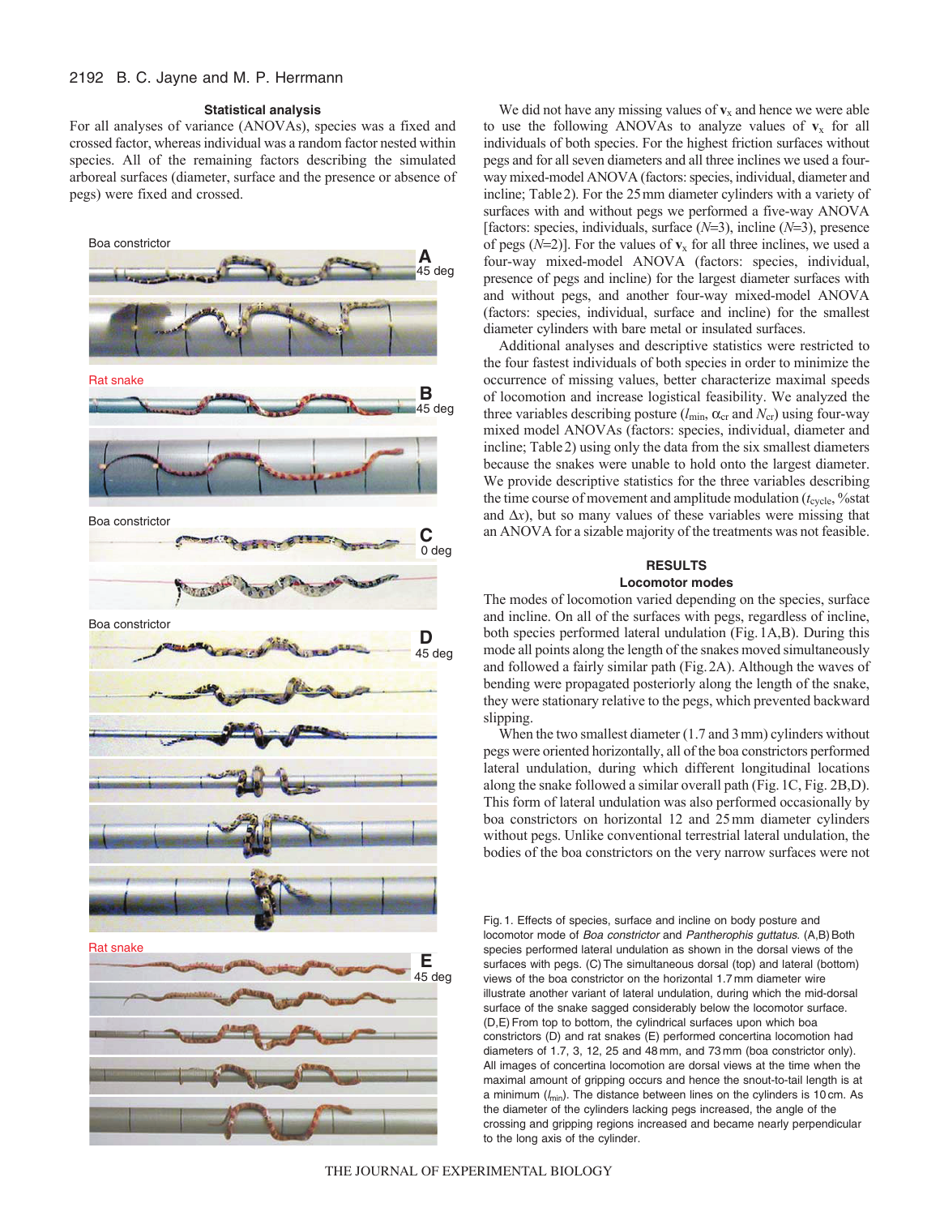### Statistical analysis

For all analyses of variance (ANOVAs), species was a fixed and crossed factor, whereas individual was a random factor nested within species. All of the remaining factors describing the simulated arboreal surfaces (diameter, surface and the presence or absence of pegs) were fixed and crossed.

Fig. 1. Effects of species, surface and incline on body posture and locomotor mode of *Boa constrictor* and *Pantherophis guttatus*. (A,B) Both species performed lateral undulation as shown in the dorsal views of the surfaces with pegs. (C) The simultaneous dorsal (top) and lateral (bottom) views of the boa constrictor on the horizontal 1.7 mm diameter wire illustrate another variant of lateral undulation, during which the mid-dorsal surface of the snake sagged considerably below the locomotor surface. (D,E) From top to bottom, the cylindrical surfaces upon which boa constrictors (D) and rat snakes (E) performed concertina locomotion had diameters of 1.7, 3, 12, 25 and 48 mm, and 73 mm (boa constrictor only). All images of concertina locomotion are dorsal views at the time when the maximal amount of gripping occurs and hence the snout-to-tail length is at a minimum ($l_{min}$). The distance between lines on the cylinders is 10 cm. As the diameter of the cylinders lacking pegs increased, the angle of the crossing and gripping regions increased and became nearly perpendicular to the long axis of the cylinder.

We did not have any missing values of $\mathbf{v}_x$ and hence we were able to use the following ANOVAs to analyze values of $\mathbf{v}_x$ for all individuals of both species. For the highest friction surfaces without pegs and for all seven diameters and all three inclines we used a four-way mixed-model ANOVA (factors: species, individual, diameter and incline; Table 2). For the 25 mm diameter cylinders with a variety of surfaces with and without pegs we performed a five-way ANOVA [factors: species, individuals, surface ($N$=3), incline ($N$=3), presence of pegs ($N$=2)]. For the values of $\mathbf{v}_x$ for all three inclines, we used a four-way mixed-model ANOVA (factors: species, individual, presence of pegs and incline) for the largest diameter surfaces with and without pegs, and another four-way mixed-model ANOVA (factors: species, individual, surface and incline) for the smallest diameter cylinders with bare metal or insulated surfaces.

Additional analyses and descriptive statistics were restricted to the four fastest individuals of both species in order to minimize the occurrence of missing values, better characterize maximal speeds of locomotion and increase logistical feasibility. We analyzed the three variables describing posture ($l_{min}$, $\alpha_{cr}$ and $N_{cr}$) using four-way mixed model ANOVAs (factors: species, individual, diameter and incline; Table 2) using only the data from the six smallest diameters because the snakes were unable to hold onto the largest diameter. We provide descriptive statistics for the three variables describing the time course of movement and amplitude modulation ($t_{cycle}$, %stat and $\Delta x$), but so many values of these variables were missing that an ANOVA for a sizable majority of the treatments was not feasible.

## RESULTS

### Locomotor modes

The modes of locomotion varied depending on the species, surface and incline. On all of the surfaces with pegs, regardless of incline, both species performed lateral undulation (Fig. 1A,B). During this mode all points along the length of the snakes moved simultaneously and followed a fairly similar path (Fig. 2A). Although the waves of bending were propagated posteriorly along the length of the snake, they were stationary relative to the pegs, which prevented backward slipping.

When the two smallest diameter (1.7 and 3 mm) cylinders without pegs were oriented horizontally, all of the boa constrictors performed lateral undulation, during which different longitudinal locations along the snake followed a similar overall path (Fig. 1C, Fig. 2B,D). This form of lateral undulation was also performed occasionally by boa constrictors on horizontal 12 and 25 mm diameter cylinders without pegs. Unlike conventional terrestrial lateral undulation, the bodies of the boa constrictors on the very narrow surfaces were not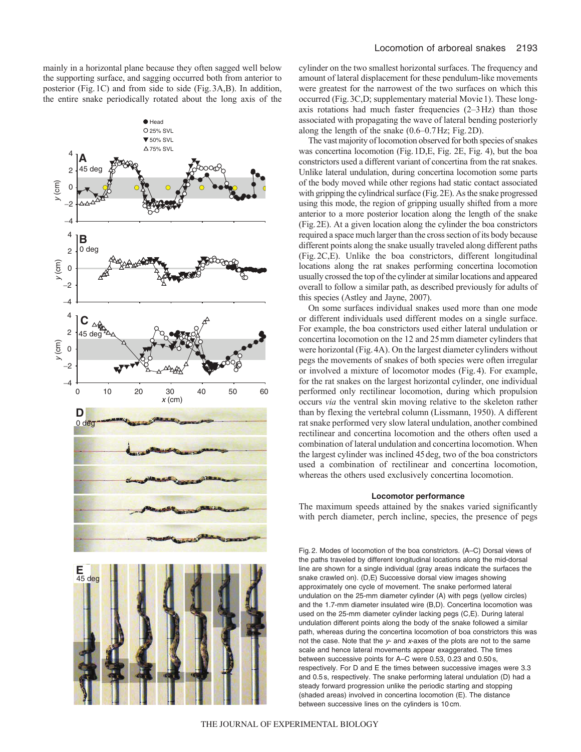mainly in a horizontal plane because they often sagged well below the supporting surface, and sagging occurred both from anterior to posterior (Fig. 1C) and from side to side (Fig. 3A,B). In addition, the entire snake periodically rotated about the long axis of the cylinder on the two smallest horizontal surfaces. The frequency and amount of lateral displacement for these pendulum-like movements were greatest for the narrowest of the two surfaces on which this occurred (Fig. 3C,D; supplementary material Movie 1). These long-axis rotations had much faster frequencies (2–3 Hz) than those associated with propagating the wave of lateral bending posteriorly along the length of the snake (0.6–0.7 Hz; Fig. 2D).

The vast majority of locomotion observed for both species of snakes was concertina locomotion (Fig. 1D,E, Fig. 2E, Fig. 4), but the boa constrictors used a different variant of concertina from the rat snakes. Unlike lateral undulation, during concertina locomotion some parts of the body moved while other regions had static contact associated with gripping the cylindrical surface (Fig. 2E). As the snake progressed using this mode, the region of gripping usually shifted from a more anterior to a more posterior location along the length of the snake (Fig. 2E). At a given location along the cylinder the boa constrictors required a space much larger than the cross section of its body because different points along the snake usually traveled along different paths (Fig. 2C,E). Unlike the boa constrictors, different longitudinal locations along the rat snakes performing concertina locomotion usually crossed the top of the cylinder at similar locations and appeared overall to follow a similar path, as described previously for adults of this species (Astley and Jayne, 2007).

On some surfaces individual snakes used more than one mode or different individuals used different modes on a single surface. For example, the boa constrictors used either lateral undulation or concertina locomotion on the 12 and 25 mm diameter cylinders that were horizontal (Fig. 4A). On the largest diameter cylinders without pegs the movements of snakes of both species were often irregular or involved a mixture of locomotor modes (Fig. 4). For example, for the rat snakes on the largest horizontal cylinder, one individual performed only rectilinear locomotion, during which propulsion occurs *via* the ventral skin moving relative to the skeleton rather than by flexing the vertebral column (Lissmann, 1950). A different rat snake performed very slow lateral undulation, another combined rectilinear and concertina locomotion and the others often used a combination of lateral undulation and concertina locomotion. When the largest cylinder was inclined 45 deg, two of the boa constrictors used a combination of rectilinear and concertina locomotion, whereas the others used exclusively concertina locomotion.

### Locomotor performance

The maximum speeds attained by the snakes varied significantly with perch diameter, perch incline, species, the presence of pegs

Fig. 2. Modes of locomotion of the boa constrictors. (A–C) Dorsal views of the paths traveled by different longitudinal locations along the mid-dorsal line are shown for a single individual (gray areas indicate the surfaces the snake crawled on). (D,E) Successive dorsal view images showing approximately one cycle of movement. The snake performed lateral undulation on the 25-mm diameter cylinder (A) with pegs (yellow circles) and the 1.7-mm diameter insulated wire (B,D). Concertina locomotion was used on the 25-mm diameter cylinder lacking pegs (C,E). During lateral undulation different points along the body of the snake followed a similar path, whereas during the concertina locomotion of boa constrictors this was not the case. Note that the *y*- and *x*-axes of the plots are not to the same scale and hence lateral movements appear exaggerated. The times between successive points for A–C were 0.53, 0.23 and 0.50 s, respectively. For D and E the times between successive images were 3.3 and 0.5 s, respectively. The snake performing lateral undulation (D) had a steady forward progression unlike the periodic starting and stopping (shaded areas) involved in concertina locomotion (E). The distance between successive lines on the cylinders is 10 cm.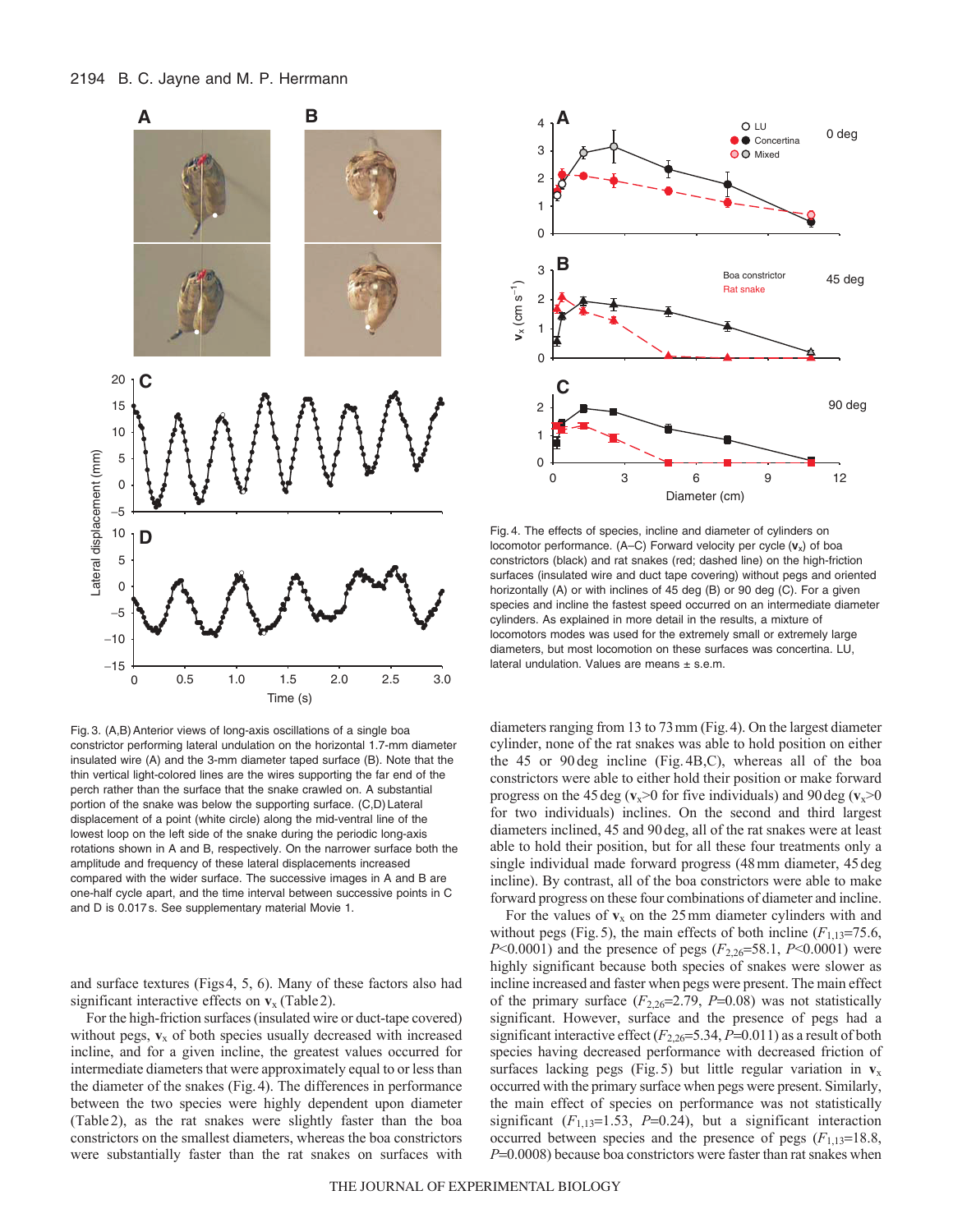Fig. 3. (A,B) Anterior views of long-axis oscillations of a single boa constrictor performing lateral undulation on the horizontal 1.7-mm diameter insulated wire (A) and the 3-mm diameter taped surface (B). Note that the thin vertical light-colored lines are the wires supporting the far end of the perch rather than the surface that the snake crawled on. A substantial portion of the snake was below the supporting surface. (C,D) Lateral displacement of a point (white circle) along the mid-ventral line of the lowest loop on the left side of the snake during the periodic long-axis rotations shown in A and B, respectively. On the narrower surface both the amplitude and frequency of these lateral displacements increased compared with the wider surface. The successive images in A and B are one-half cycle apart, and the time interval between successive points in C and D is 0.017 s. See supplementary material Movie 1.

Fig. 4. The effects of species, incline and diameter of cylinders on locomotor performance. (A–C) Forward velocity per cycle ($\mathbf{v}_x$) of boa constrictors (black) and rat snakes (red; dashed line) on the high-friction surfaces (insulated wire and duct tape covering) without pegs and oriented horizontally (A) or with inclines of 45 deg (B) or 90 deg (C). For a given species and incline the fastest speed occurred on an intermediate diameter cylinders. As explained in more detail in the results, a mixture of locomotors modes was used for the extremely small or extremely large diameters, but most locomotion on these surfaces was concertina. LU, lateral undulation. Values are means ± s.e.m.

and surface textures (Figs 4, 5, 6). Many of these factors also had significant interactive effects on $\mathbf{v}_x$ (Table 2).

For the high-friction surfaces (insulated wire or duct-tape covered) without pegs, $\mathbf{v}_x$ of both species usually decreased with increased incline, and for a given incline, the greatest values occurred for intermediate diameters that were approximately equal to or less than the diameter of the snakes (Fig. 4). The differences in performance between the two species were highly dependent upon diameter (Table 2), as the rat snakes were slightly faster than the boa constrictors on the smallest diameters, whereas the boa constrictors were substantially faster than the rat snakes on surfaces with diameters ranging from 13 to 73 mm (Fig. 4). On the largest diameter cylinder, none of the rat snakes was able to hold position on either the 45 or 90 deg incline (Fig. 4B,C), whereas all of the boa constrictors were able to either hold their position or make forward progress on the 45 deg ($\mathbf{v}_x$>0 for five individuals) and 90 deg ($\mathbf{v}_x$>0 for two individuals) inclines. On the second and third largest diameters inclined, 45 and 90 deg, all of the rat snakes were at least able to hold their position, but for all these four treatments only a single individual made forward progress (48 mm diameter, 45 deg incline). By contrast, all of the boa constrictors were able to make forward progress on these four combinations of diameter and incline.

For the values of $\mathbf{v}_x$ on the 25 mm diameter cylinders with and without pegs (Fig. 5), the main effects of both incline ($F_{1,13}$=75.6, $P$<0.0001) and the presence of pegs ($F_{2,26}$=58.1, $P$<0.0001) were highly significant because both species of snakes were slower as incline increased and faster when pegs were present. The main effect of the primary surface ($F_{2,26}$=2.79, $P$=0.08) was not statistically significant. However, surface and the presence of pegs had a significant interactive effect ($F_{2,26}$=5.34, $P$=0.011) as a result of both species having decreased performance with decreased friction of surfaces lacking pegs (Fig. 5) but little regular variation in $\mathbf{v}_x$ occurred with the primary surface when pegs were present. Similarly, the main effect of species on performance was not statistically significant ($F_{1,13}$=1.53, $P$=0.24), but a significant interaction occurred between species and the presence of pegs ($F_{1,13}$=18.8, $P$=0.0008) because boa constrictors were faster than rat snakes when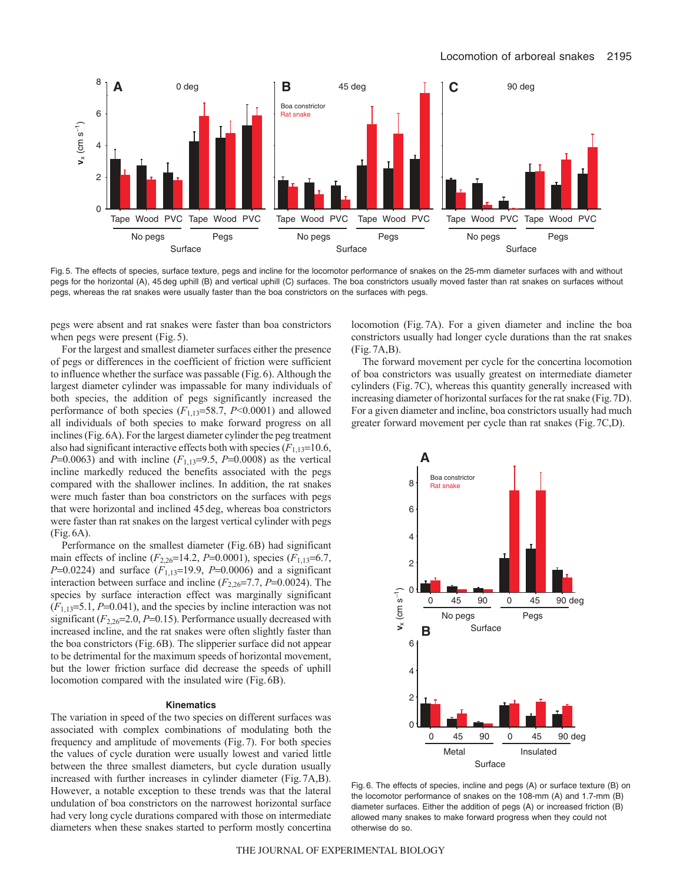Fig. 5. The effects of species, surface texture, pegs and incline for the locomotor performance of snakes on the 25-mm diameter surfaces with and without pegs for the horizontal (A), 45 deg uphill (B) and vertical uphill (C) surfaces. The boa constrictors usually moved faster than rat snakes on surfaces without pegs, whereas the rat snakes were usually faster than the boa constrictors on the surfaces with pegs.

pegs were absent and rat snakes were faster than boa constrictors when pegs were present (Fig. 5).

For the largest and smallest diameter surfaces either the presence of pegs or differences in the coefficient of friction were sufficient to influence whether the surface was passable (Fig. 6). Although the largest diameter cylinder was impassable for many individuals of both species, the addition of pegs significantly increased the performance of both species ($F_{1,13}$=58.7, $P$<0.0001) and allowed all individuals of both species to make forward progress on all inclines (Fig. 6A). For the largest diameter cylinder the peg treatment also had significant interactive effects both with species ($F_{1,13}$=10.6, $P$=0.0063) and with incline ($F_{1,13}$=9.5, $P$=0.0008) as the vertical incline markedly reduced the benefits associated with the pegs compared with the shallower inclines. In addition, the rat snakes were much faster than boa constrictors on the surfaces with pegs that were horizontal and inclined 45 deg, whereas boa constrictors were faster than rat snakes on the largest vertical cylinder with pegs (Fig. 6A).

Performance on the smallest diameter (Fig. 6B) had significant main effects of incline ($F_{2,26}$=14.2, $P$=0.0001), species ($F_{1,13}$=6.7, $P$=0.0224) and surface ($F_{1,13}$=19.9, $P$=0.0006) and a significant interaction between surface and incline ($F_{2,26}$=7.7, $P$=0.0024). The species by surface interaction effect was marginally significant ($F_{1,13}$=5.1, $P$=0.041), and the species by incline interaction was not significant ($F_{2,26}$=2.0, $P$=0.15). Performance usually decreased with increased incline, and the rat snakes were often slightly faster than the boa constrictors (Fig. 6B). The slipperier surface did not appear to be detrimental for the maximum speeds of horizontal movement, but the lower friction surface did decrease the speeds of uphill locomotion compared with the insulated wire (Fig. 6B).

### Kinematics

The variation in speed of the two species on different surfaces was associated with complex combinations of modulating both the frequency and amplitude of movements (Fig. 7). For both species the values of cycle duration were usually lowest and varied little between the three smallest diameters, but cycle duration usually increased with further increases in cylinder diameter (Fig. 7A,B). However, a notable exception to these trends was that the lateral undulation of boa constrictors on the narrowest horizontal surface had very long cycle durations compared with those on intermediate diameters when these snakes started to perform mostly concertina locomotion (Fig. 7A). For a given diameter and incline the boa constrictors usually had longer cycle durations than the rat snakes (Fig. 7A,B).

The forward movement per cycle for the concertina locomotion of boa constrictors was usually greatest on intermediate diameter cylinders (Fig. 7C), whereas this quantity generally increased with increasing diameter of horizontal surfaces for the rat snake (Fig. 7D). For a given diameter and incline, boa constrictors usually had much greater forward movement per cycle than rat snakes (Fig. 7C,D).

Fig. 6. The effects of species, incline and pegs (A) or surface texture (B) on the locomotor performance of snakes on the 108-mm (A) and 1.7-mm (B) diameter surfaces. Either the addition of pegs (A) or increased friction (B) allowed many snakes to make forward progress when they could not otherwise do so.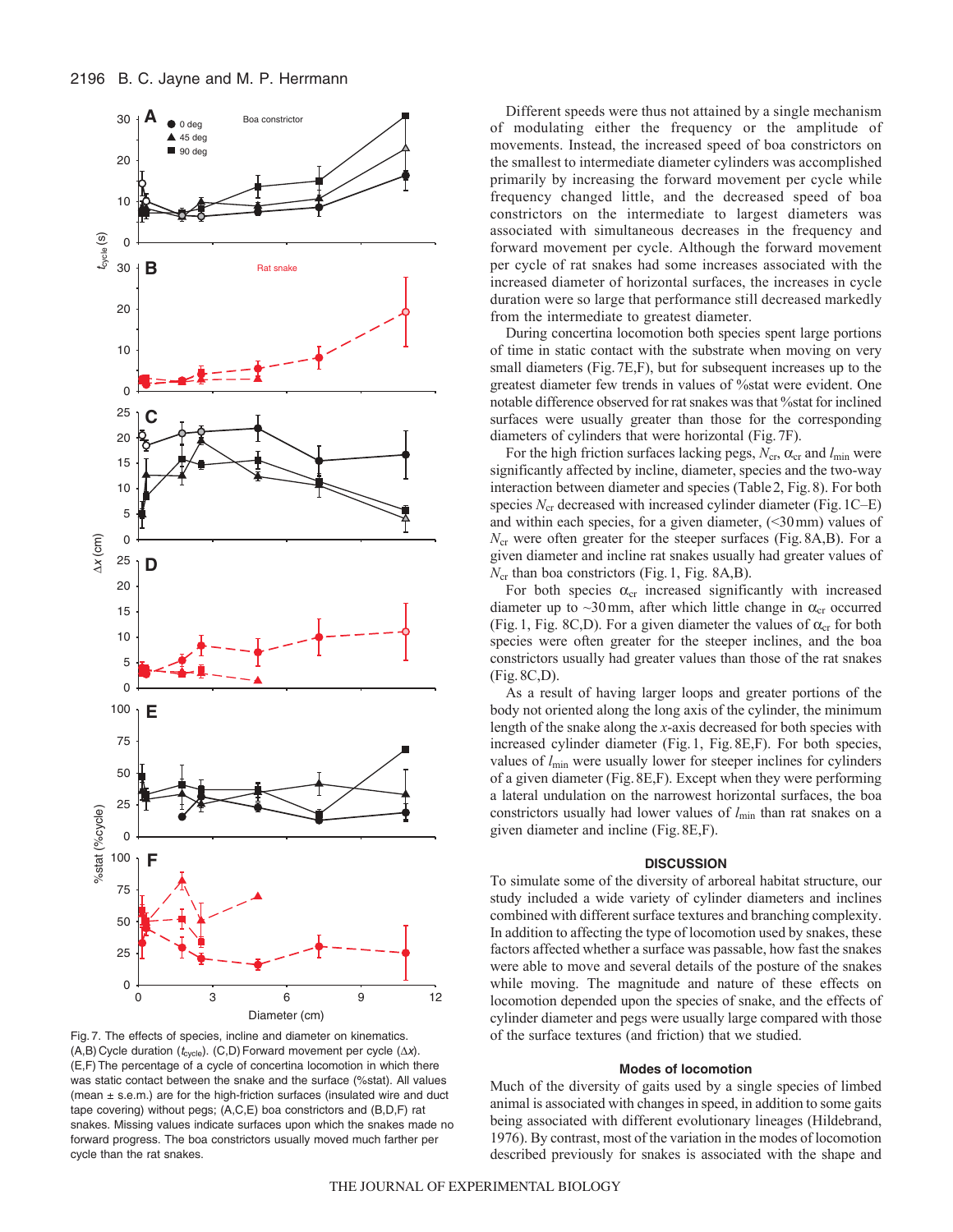Fig. 7. The effects of species, incline and diameter on kinematics. (A,B) Cycle duration ($t_{cycle}$). (C,D) Forward movement per cycle ($\Delta x$). (E,F) The percentage of a cycle of concertina locomotion in which there was static contact between the snake and the surface (%stat). All values (mean ± s.e.m.) are for the high-friction surfaces (insulated wire and duct tape covering) without pegs; (A,C,E) boa constrictors and (B,D,F) rat snakes. Missing values indicate surfaces upon which the snakes made no forward progress. The boa constrictors usually moved much farther per cycle than the rat snakes.

Different speeds were thus not attained by a single mechanism of modulating either the frequency or the amplitude of movements. Instead, the increased speed of boa constrictors on the smallest to intermediate diameter cylinders was accomplished primarily by increasing the forward movement per cycle while frequency changed little, and the decreased speed of boa constrictors on the intermediate to largest diameters was associated with simultaneous decreases in the frequency and forward movement per cycle. Although the forward movement per cycle of rat snakes had some increases associated with the increased diameter of horizontal surfaces, the increases in cycle duration were so large that performance still decreased markedly from the intermediate to greatest diameter.

During concertina locomotion both species spent large portions of time in static contact with the substrate when moving on very small diameters (Fig. 7E,F), but for subsequent increases up to the greatest diameter few trends in values of %stat were evident. One notable difference observed for rat snakes was that %stat for inclined surfaces were usually greater than those for the corresponding diameters of cylinders that were horizontal (Fig. 7F).

For the high friction surfaces lacking pegs, $N_{cr}$, $\alpha_{cr}$ and $l_{min}$ were significantly affected by incline, diameter, species and the two-way interaction between diameter and species (Table 2, Fig. 8). For both species $N_{cr}$ decreased with increased cylinder diameter (Fig. 1C–E) and within each species, for a given diameter, (<30 mm) values of $N_{cr}$ were often greater for the steeper surfaces (Fig. 8A,B). For a given diameter and incline rat snakes usually had greater values of $N_{cr}$ than boa constrictors (Fig. 1, Fig. 8A,B).

For both species $\alpha_{cr}$ increased significantly with increased diameter up to ~30 mm, after which little change in $\alpha_{cr}$ occurred (Fig. 1, Fig. 8C,D). For a given diameter the values of $\alpha_{cr}$ for both species were often greater for the steeper inclines, and the boa constrictors usually had greater values than those of the rat snakes (Fig. 8C,D).

As a result of having larger loops and greater portions of the body not oriented along the long axis of the cylinder, the minimum length of the snake along the *x*-axis decreased for both species with increased cylinder diameter (Fig. 1, Fig. 8E,F). For both species, values of $l_{min}$ were usually lower for steeper inclines for cylinders of a given diameter (Fig. 8E,F). Except when they were performing a lateral undulation on the narrowest horizontal surfaces, the boa constrictors usually had lower values of $l_{min}$ than rat snakes on a given diameter and incline (Fig. 8E,F).

## DISCUSSION

To simulate some of the diversity of arboreal habitat structure, our study included a wide variety of cylinder diameters and inclines combined with different surface textures and branching complexity. In addition to affecting the type of locomotion used by snakes, these factors affected whether a surface was passable, how fast the snakes were able to move and several details of the posture of the snakes while moving. The magnitude and nature of these effects on locomotion depended upon the species of snake, and the effects of cylinder diameter and pegs were usually large compared with those of the surface textures (and friction) that we studied.

### Modes of locomotion

Much of the diversity of gaits used by a single species of limbed animal is associated with changes in speed, in addition to some gaits being associated with different evolutionary lineages (Hildebrand, 1976). By contrast, most of the variation in the modes of locomotion described previously for snakes is associated with the shape and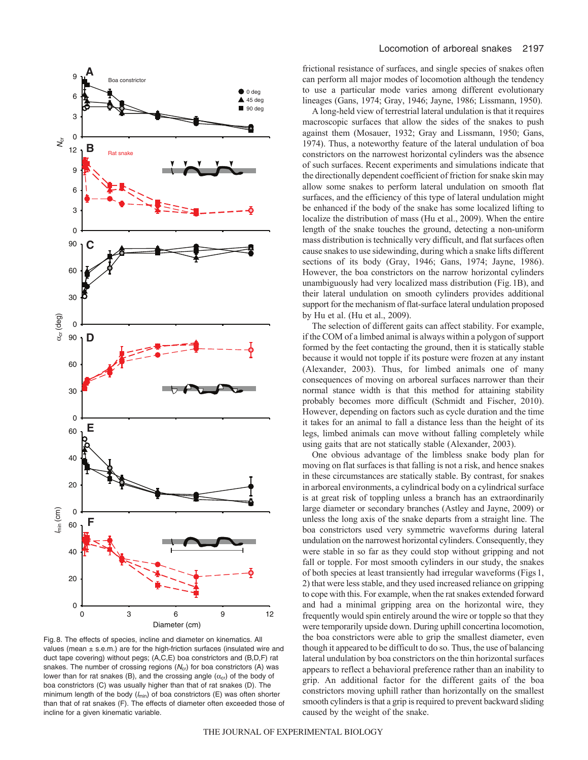Fig. 8. The effects of species, incline and diameter on kinematics. All values (mean ± s.e.m.) are for the high-friction surfaces (insulated wire and duct tape covering) without pegs; (A,C,E) boa constrictors and (B,D,F) rat snakes. The number of crossing regions ($N_{cr}$) for boa constrictors (A) was lower than for rat snakes (B), and the crossing angle ($\alpha_{cr}$) of the body of boa constrictors (C) was usually higher than that of rat snakes (D). The minimum length of the body ($l_{min}$) of boa constrictors (E) was often shorter than that of rat snakes (F). The effects of diameter often exceeded those of incline for a given kinematic variable.

frictional resistance of surfaces, and single species of snakes often can perform all major modes of locomotion although the tendency to use a particular mode varies among different evolutionary lineages (Gans, 1974; Gray, 1946; Jayne, 1986; Lissmann, 1950).

A long-held view of terrestrial lateral undulation is that it requires macroscopic surfaces that allow the sides of the snakes to push against them (Mosauer, 1932; Gray and Lissmann, 1950; Gans, 1974). Thus, a noteworthy feature of the lateral undulation of boa constrictors on the narrowest horizontal cylinders was the absence of such surfaces. Recent experiments and simulations indicate that the directionally dependent coefficient of friction for snake skin may allow some snakes to perform lateral undulation on smooth flat surfaces, and the efficiency of this type of lateral undulation might be enhanced if the body of the snake has some localized lifting to localize the distribution of mass (Hu et al., 2009). When the entire length of the snake touches the ground, detecting a non-uniform mass distribution is technically very difficult, and flat surfaces often cause snakes to use sidewinding, during which a snake lifts different sections of its body (Gray, 1946; Gans, 1974; Jayne, 1986). However, the boa constrictors on the narrow horizontal cylinders unambiguously had very localized mass distribution (Fig. 1B), and their lateral undulation on smooth cylinders provides additional support for the mechanism of flat-surface lateral undulation proposed by Hu et al. (Hu et al., 2009).

The selection of different gaits can affect stability. For example, if the COM of a limbed animal is always within a polygon of support formed by the feet contacting the ground, then it is statically stable because it would not topple if its posture were frozen at any instant (Alexander, 2003). Thus, for limbed animals one of many consequences of moving on arboreal surfaces narrower than their normal stance width is that this method for attaining stability probably becomes more difficult (Schmidt and Fischer, 2010). However, depending on factors such as cycle duration and the time it takes for an animal to fall a distance less than the height of its legs, limbed animals can move without falling completely while using gaits that are not statically stable (Alexander, 2003).

One obvious advantage of the limbless snake body plan for moving on flat surfaces is that falling is not a risk, and hence snakes in these circumstances are statically stable. By contrast, for snakes in arboreal environments, a cylindrical body on a cylindrical surface is at great risk of toppling unless a branch has an extraordinarily large diameter or secondary branches (Astley and Jayne, 2009) or unless the long axis of the snake departs from a straight line. The boa constrictors used very symmetric waveforms during lateral undulation on the narrowest horizontal cylinders. Consequently, they were stable in so far as they could stop without gripping and not fall or topple. For most smooth cylinders in our study, the snakes of both species at least transiently had irregular waveforms (Figs 1, 2) that were less stable, and they used increased reliance on gripping to cope with this. For example, when the rat snakes extended forward and had a minimal gripping area on the horizontal wire, they frequently would spin entirely around the wire or topple so that they were temporarily upside down. During uphill concertina locomotion, the boa constrictors were able to grip the smallest diameter, even though it appeared to be difficult to do so. Thus, the use of balancing lateral undulation by boa constrictors on the thin horizontal surfaces appears to reflect a behavioral preference rather than an inability to grip. An additional factor for the different gaits of the boa constrictors moving uphill rather than horizontally on the smallest smooth cylinders is that a grip is required to prevent backward sliding caused by the weight of the snake.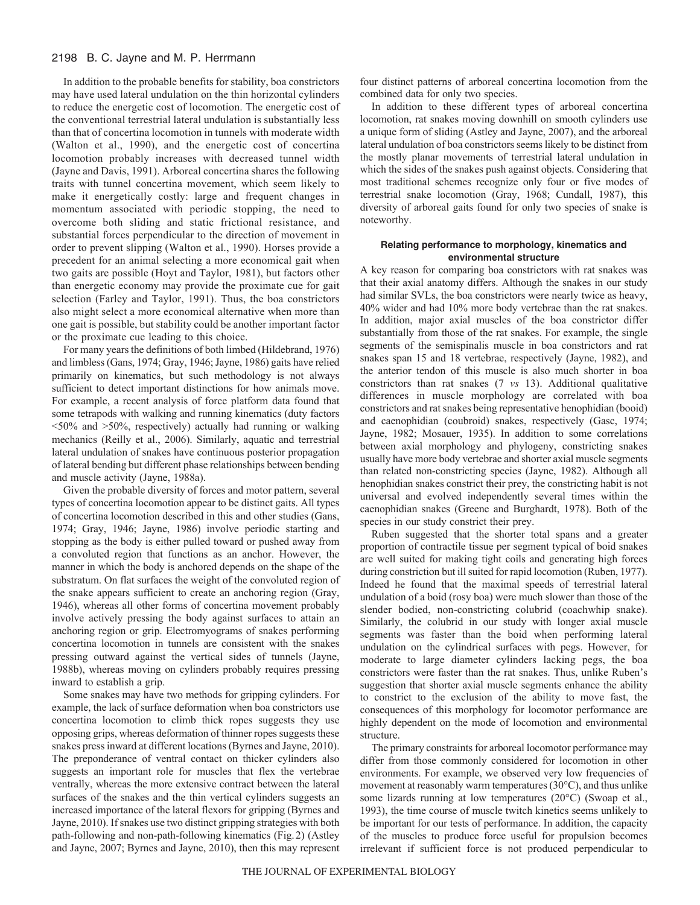In addition to the probable benefits for stability, boa constrictors may have used lateral undulation on the thin horizontal cylinders to reduce the energetic cost of locomotion. The energetic cost of the conventional terrestrial lateral undulation is substantially less than that of concertina locomotion in tunnels with moderate width (Walton et al., 1990), and the energetic cost of concertina locomotion probably increases with decreased tunnel width (Jayne and Davis, 1991). Arboreal concertina shares the following traits with tunnel concertina movement, which seem likely to make it energetically costly: large and frequent changes in momentum associated with periodic stopping, the need to overcome both sliding and static frictional resistance, and substantial forces perpendicular to the direction of movement in order to prevent slipping (Walton et al., 1990). Horses provide a precedent for an animal selecting a more economical gait when two gaits are possible (Hoyt and Taylor, 1981), but factors other than energetic economy may provide the proximate cue for gait selection (Farley and Taylor, 1991). Thus, the boa constrictors also might select a more economical alternative when more than one gait is possible, but stability could be another important factor or the proximate cue leading to this choice.

For many years the definitions of both limbed (Hildebrand, 1976) and limbless (Gans, 1974; Gray, 1946; Jayne, 1986) gaits have relied primarily on kinematics, but such methodology is not always sufficient to detect important distinctions for how animals move. For example, a recent analysis of force platform data found that some tetrapods with walking and running kinematics (duty factors <50% and >50%, respectively) actually had running or walking mechanics (Reilly et al., 2006). Similarly, aquatic and terrestrial lateral undulation of snakes have continuous posterior propagation of lateral bending but different phase relationships between bending and muscle activity (Jayne, 1988a).

Given the probable diversity of forces and motor pattern, several types of concertina locomotion appear to be distinct gaits. All types of concertina locomotion described in this and other studies (Gans, 1974; Gray, 1946; Jayne, 1986) involve periodic starting and stopping as the body is either pulled toward or pushed away from a convoluted region that functions as an anchor. However, the manner in which the body is anchored depends on the shape of the substratum. On flat surfaces the weight of the convoluted region of the snake appears sufficient to create an anchoring region (Gray, 1946), whereas all other forms of concertina movement probably involve actively pressing the body against surfaces to attain an anchoring region or grip. Electromyograms of snakes performing concertina locomotion in tunnels are consistent with the snakes pressing outward against the vertical sides of tunnels (Jayne, 1988b), whereas moving on cylinders probably requires pressing inward to establish a grip.

Some snakes may have two methods for gripping cylinders. For example, the lack of surface deformation when boa constrictors use concertina locomotion to climb thick ropes suggests they use opposing grips, whereas deformation of thinner ropes suggests these snakes press inward at different locations (Byrnes and Jayne, 2010). The preponderance of ventral contact on thicker cylinders also suggests an important role for muscles that flex the vertebrae ventrally, whereas the more extensive contract between the lateral surfaces of the snakes and the thin vertical cylinders suggests an increased importance of the lateral flexors for gripping (Byrnes and Jayne, 2010). If snakes use two distinct gripping strategies with both path-following and non-path-following kinematics (Fig. 2) (Astley and Jayne, 2007; Byrnes and Jayne, 2010), then this may represent four distinct patterns of arboreal concertina locomotion from the combined data for only two species.

In addition to these different types of arboreal concertina locomotion, rat snakes moving downhill on smooth cylinders use a unique form of sliding (Astley and Jayne, 2007), and the arboreal lateral undulation of boa constrictors seems likely to be distinct from the mostly planar movements of terrestrial lateral undulation in which the sides of the snakes push against objects. Considering that most traditional schemes recognize only four or five modes of terrestrial snake locomotion (Gray, 1968; Cundall, 1987), this diversity of arboreal gaits found for only two species of snake is noteworthy.

### Relating performance to morphology, kinematics and environmental structure

A key reason for comparing boa constrictors with rat snakes was that their axial anatomy differs. Although the snakes in our study had similar SVLs, the boa constrictors were nearly twice as heavy, 40% wider and had 10% more body vertebrae than the rat snakes. In addition, major axial muscles of the boa constrictor differ substantially from those of the rat snakes. For example, the single segments of the semispinalis muscle in boa constrictors and rat snakes span 15 and 18 vertebrae, respectively (Jayne, 1982), and the anterior tendon of this muscle is also much shorter in boa constrictors than rat snakes (7 *vs* 13). Additional qualitative differences in muscle morphology are correlated with boa constrictors and rat snakes being representative henophidian (booid) and caenophidian (coubroid) snakes, respectively (Gasc, 1974; Jayne, 1982; Mosauer, 1935). In addition to some correlations between axial morphology and phylogeny, constricting snakes usually have more body vertebrae and shorter axial muscle segments than related non-constricting species (Jayne, 1982). Although all henophidian snakes constrict their prey, the constricting habit is not universal and evolved independently several times within the caenophidian snakes (Greene and Burghardt, 1978). Both of the species in our study constrict their prey.

Ruben suggested that the shorter total spans and a greater proportion of contractile tissue per segment typical of boid snakes are well suited for making tight coils and generating high forces during constriction but ill suited for rapid locomotion (Ruben, 1977). Indeed he found that the maximal speeds of terrestrial lateral undulation of a boid (rosy boa) were much slower than those of the slender bodied, non-constricting colubrid (coachwhip snake). Similarly, the colubrid in our study with longer axial muscle segments was faster than the boid when performing lateral undulation on the cylindrical surfaces with pegs. However, for moderate to large diameter cylinders lacking pegs, the boa constrictors were faster than the rat snakes. Thus, unlike Ruben's suggestion that shorter axial muscle segments enhance the ability to constrict to the exclusion of the ability to move fast, the consequences of this morphology for locomotor performance are highly dependent on the mode of locomotion and environmental structure.

The primary constraints for arboreal locomotor performance may differ from those commonly considered for locomotion in other environments. For example, we observed very low frequencies of movement at reasonably warm temperatures (30°C), and thus unlike some lizards running at low temperatures (20°C) (Swoap et al., 1993), the time course of muscle twitch kinetics seems unlikely to be important for our tests of performance. In addition, the capacity of the muscles to produce force useful for propulsion becomes irrelevant if sufficient force is not produced perpendicular to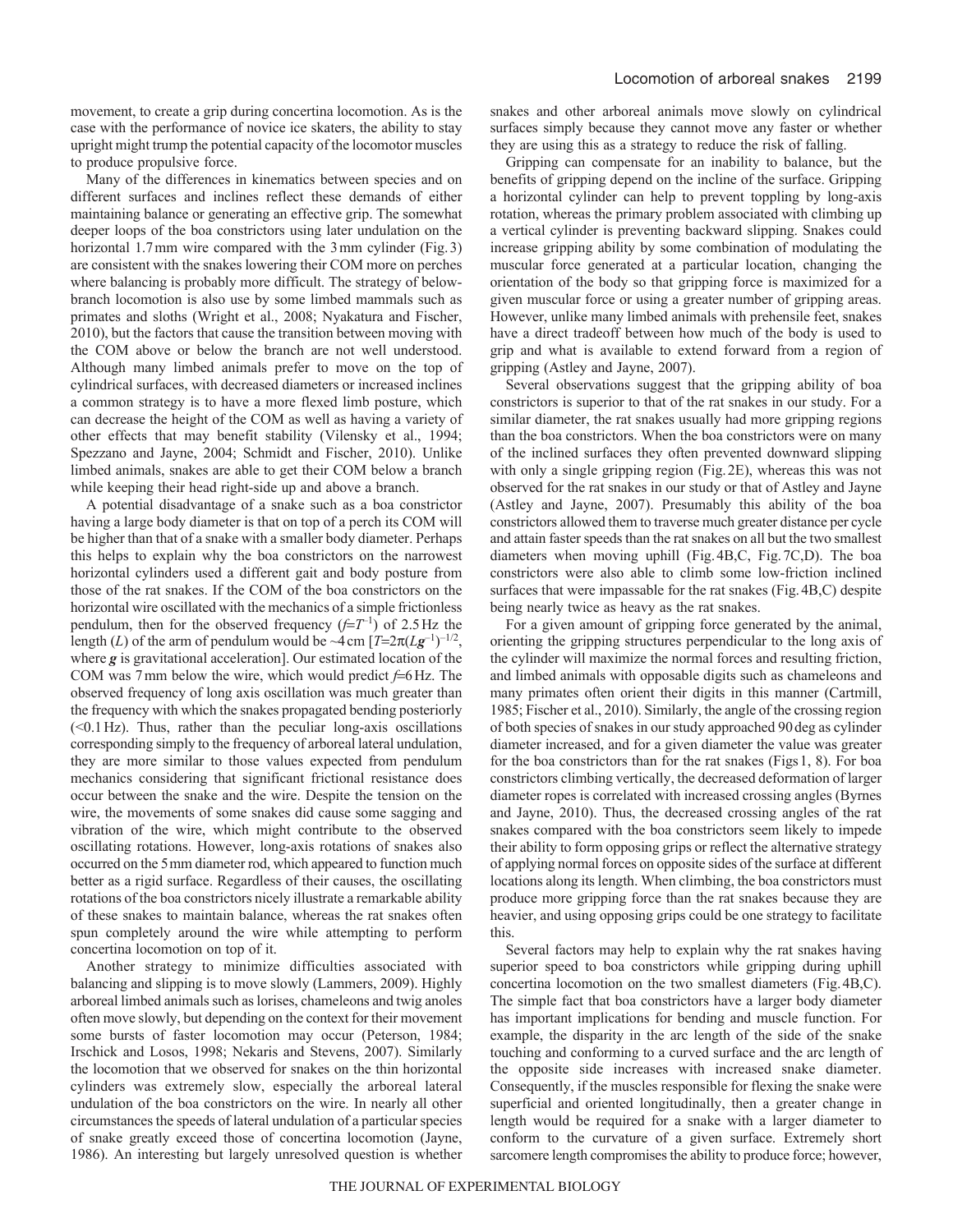movement, to create a grip during concertina locomotion. As is the case with the performance of novice ice skaters, the ability to stay upright might trump the potential capacity of the locomotor muscles to produce propulsive force.

Many of the differences in kinematics between species and on different surfaces and inclines reflect these demands of either maintaining balance or generating an effective grip. The somewhat deeper loops of the boa constrictors using later undulation on the horizontal 1.7 mm wire compared with the 3 mm cylinder (Fig. 3) are consistent with the snakes lowering their COM more on perches where balancing is probably more difficult. The strategy of below-branch locomotion is also use by some limbed mammals such as primates and sloths (Wright et al., 2008; Nyakatura and Fischer, 2010), but the factors that cause the transition between moving with the COM above or below the branch are not well understood. Although many limbed animals prefer to move on the top of cylindrical surfaces, with decreased diameters or increased inclines a common strategy is to have a more flexed limb posture, which can decrease the height of the COM as well as having a variety of other effects that may benefit stability (Vilensky et al., 1994; Spezzano and Jayne, 2004; Schmidt and Fischer, 2010). Unlike limbed animals, snakes are able to get their COM below a branch while keeping their head right-side up and above a branch.

A potential disadvantage of a snake such as a boa constrictor having a large body diameter is that on top of a perch its COM will be higher than that of a snake with a smaller body diameter. Perhaps this helps to explain why the boa constrictors on the narrowest horizontal cylinders used a different gait and body posture from those of the rat snakes. If the COM of the boa constrictors on the horizontal wire oscillated with the mechanics of a simple frictionless pendulum, then for the observed frequency ($f$=$T^{-1}$) of 2.5 Hz the length ($L$) of the arm of pendulum would be ~4 cm [$T$=$2\pi(L\boldsymbol{g}^{-1})^{-1/2}$, where $\boldsymbol{g}$ is gravitational acceleration]. Our estimated location of the COM was 7 mm below the wire, which would predict $f$=6 Hz. The observed frequency of long axis oscillation was much greater than the frequency with which the snakes propagated bending posteriorly (<0.1 Hz). Thus, rather than the peculiar long-axis oscillations corresponding simply to the frequency of arboreal lateral undulation, they are more similar to those values expected from pendulum mechanics considering that significant frictional resistance does occur between the snake and the wire. Despite the tension on the wire, the movements of some snakes did cause some sagging and vibration of the wire, which might contribute to the observed oscillating rotations. However, long-axis rotations of snakes also occurred on the 5 mm diameter rod, which appeared to function much better as a rigid surface. Regardless of their causes, the oscillating rotations of the boa constrictors nicely illustrate a remarkable ability of these snakes to maintain balance, whereas the rat snakes often spun completely around the wire while attempting to perform concertina locomotion on top of it.

Another strategy to minimize difficulties associated with balancing and slipping is to move slowly (Lammers, 2009). Highly arboreal limbed animals such as lorises, chameleons and twig anoles often move slowly, but depending on the context for their movement some bursts of faster locomotion may occur (Peterson, 1984; Irschick and Losos, 1998; Nekaris and Stevens, 2007). Similarly the locomotion that we observed for snakes on the thin horizontal cylinders was extremely slow, especially the arboreal lateral undulation of the boa constrictors on the wire. In nearly all other circumstances the speeds of lateral undulation of a particular species of snake greatly exceed those of concertina locomotion (Jayne, 1986). An interesting but largely unresolved question is whether snakes and other arboreal animals move slowly on cylindrical surfaces simply because they cannot move any faster or whether they are using this as a strategy to reduce the risk of falling.

Gripping can compensate for an inability to balance, but the benefits of gripping depend on the incline of the surface. Gripping a horizontal cylinder can help to prevent toppling by long-axis rotation, whereas the primary problem associated with climbing up a vertical cylinder is preventing backward slipping. Snakes could increase gripping ability by some combination of modulating the muscular force generated at a particular location, changing the orientation of the body so that gripping force is maximized for a given muscular force or using a greater number of gripping areas. However, unlike many limbed animals with prehensile feet, snakes have a direct tradeoff between how much of the body is used to grip and what is available to extend forward from a region of gripping (Astley and Jayne, 2007).

Several observations suggest that the gripping ability of boa constrictors is superior to that of the rat snakes in our study. For a similar diameter, the rat snakes usually had more gripping regions than the boa constrictors. When the boa constrictors were on many of the inclined surfaces they often prevented downward slipping with only a single gripping region (Fig. 2E), whereas this was not observed for the rat snakes in our study or that of Astley and Jayne (Astley and Jayne, 2007). Presumably this ability of the boa constrictors allowed them to traverse much greater distance per cycle and attain faster speeds than the rat snakes on all but the two smallest diameters when moving uphill (Fig. 4B,C, Fig. 7C,D). The boa constrictors were also able to climb some low-friction inclined surfaces that were impassable for the rat snakes (Fig. 4B,C) despite being nearly twice as heavy as the rat snakes.

For a given amount of gripping force generated by the animal, orienting the gripping structures perpendicular to the long axis of the cylinder will maximize the normal forces and resulting friction, and limbed animals with opposable digits such as chameleons and many primates often orient their digits in this manner (Cartmill, 1985; Fischer et al., 2010). Similarly, the angle of the crossing region of both species of snakes in our study approached 90 deg as cylinder diameter increased, and for a given diameter the value was greater for the boa constrictors than for the rat snakes (Figs 1, 8). For boa constrictors climbing vertically, the decreased deformation of larger diameter ropes is correlated with increased crossing angles (Byrnes and Jayne, 2010). Thus, the decreased crossing angles of the rat snakes compared with the boa constrictors seem likely to impede their ability to form opposing grips or reflect the alternative strategy of applying normal forces on opposite sides of the surface at different locations along its length. When climbing, the boa constrictors must produce more gripping force than the rat snakes because they are heavier, and using opposing grips could be one strategy to facilitate this.

Several factors may help to explain why the rat snakes having superior speed to boa constrictors while gripping during uphill concertina locomotion on the two smallest diameters (Fig. 4B,C). The simple fact that boa constrictors have a larger body diameter has important implications for bending and muscle function. For example, the disparity in the arc length of the side of the snake touching and conforming to a curved surface and the arc length of the opposite side increases with increased snake diameter. Consequently, if the muscles responsible for flexing the snake were superficial and oriented longitudinally, then a greater change in length would be required for a snake with a larger diameter to conform to the curvature of a given surface. Extremely short sarcomere length compromises the ability to produce force; however,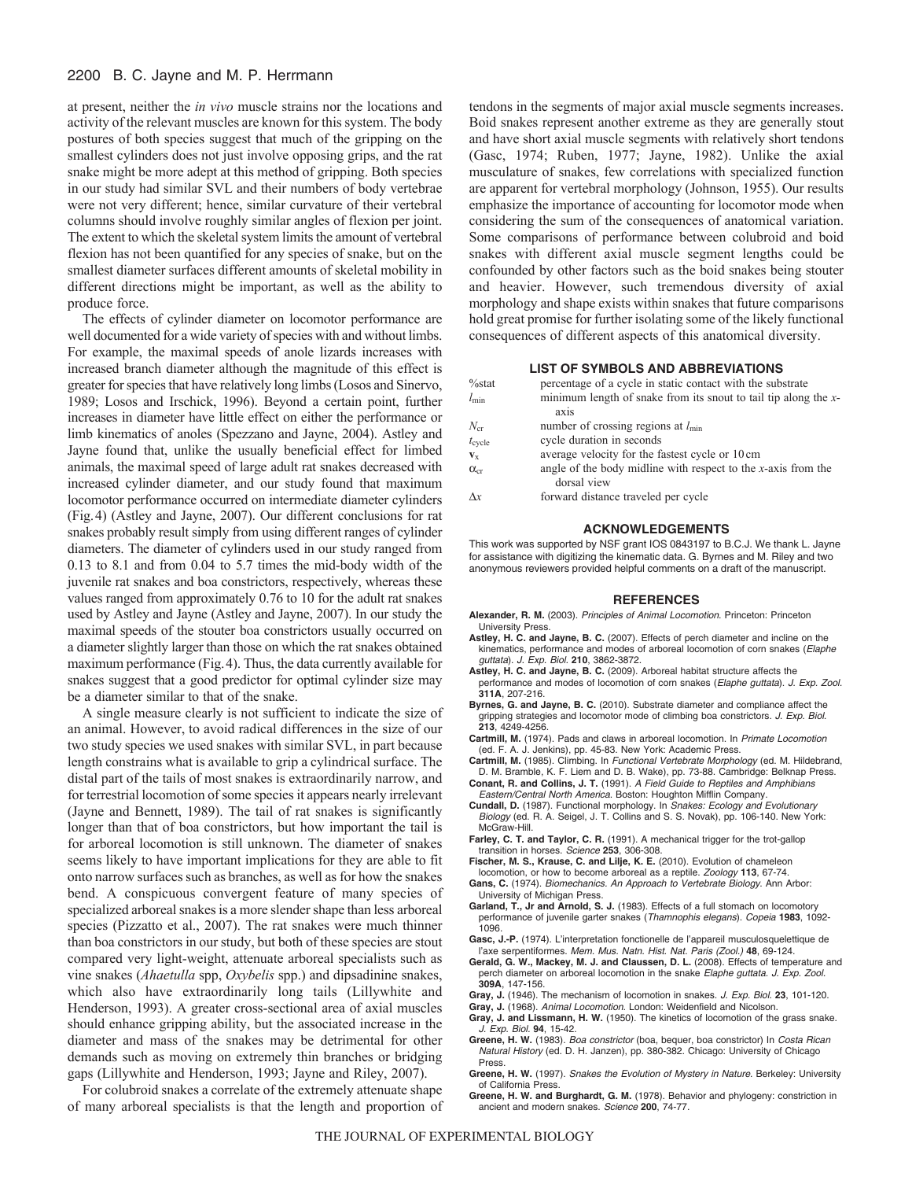at present, neither the *in vivo* muscle strains nor the locations and activity of the relevant muscles are known for this system. The body postures of both species suggest that much of the gripping on the smallest cylinders does not just involve opposing grips, and the rat snake might be more adept at this method of gripping. Both species in our study had similar SVL and their numbers of body vertebrae were not very different; hence, similar curvature of their vertebral columns should involve roughly similar angles of flexion per joint. The extent to which the skeletal system limits the amount of vertebral flexion has not been quantified for any species of snake, but on the smallest diameter surfaces different amounts of skeletal mobility in different directions might be important, as well as the ability to produce force.

The effects of cylinder diameter on locomotor performance are well documented for a wide variety of species with and without limbs. For example, the maximal speeds of anole lizards increases with increased branch diameter although the magnitude of this effect is greater for species that have relatively long limbs (Losos and Sinervo, 1989; Losos and Irschick, 1996). Beyond a certain point, further increases in diameter have little effect on either the performance or limb kinematics of anoles (Spezzano and Jayne, 2004). Astley and Jayne found that, unlike the usually beneficial effect for limbed animals, the maximal speed of large adult rat snakes decreased with increased cylinder diameter, and our study found that maximum locomotor performance occurred on intermediate diameter cylinders (Fig. 4) (Astley and Jayne, 2007). Our different conclusions for rat snakes probably result simply from using different ranges of cylinder diameters. The diameter of cylinders used in our study ranged from 0.13 to 8.1 and from 0.04 to 5.7 times the mid-body width of the juvenile rat snakes and boa constrictors, respectively, whereas these values ranged from approximately 0.76 to 10 for the adult rat snakes used by Astley and Jayne (Astley and Jayne, 2007). In our study the maximal speeds of the stouter boa constrictors usually occurred on a diameter slightly larger than those on which the rat snakes obtained maximum performance (Fig. 4). Thus, the data currently available for snakes suggest that a good predictor for optimal cylinder size may be a diameter similar to that of the snake.

A single measure clearly is not sufficient to indicate the size of an animal. However, to avoid radical differences in the size of our two study species we used snakes with similar SVL, in part because length constrains what is available to grip a cylindrical surface. The distal part of the tails of most snakes is extraordinarily narrow, and for terrestrial locomotion of some species it appears nearly irrelevant (Jayne and Bennett, 1989). The tail of rat snakes is significantly longer than that of boa constrictors, but how important the tail is for arboreal locomotion is still unknown. The diameter of snakes seems likely to have important implications for they are able to fit onto narrow surfaces such as branches, as well as for how the snakes bend. A conspicuous convergent feature of many species of specialized arboreal snakes is a more slender shape than less arboreal species (Pizzatto et al., 2007). The rat snakes were much thinner than boa constrictors in our study, but both of these species are stout compared very light-weight, attenuate arboreal specialists such as vine snakes (*Ahaetulla* spp, *Oxybelis* spp.) and dipsadinine snakes, which also have extraordinarily long tails (Lillywhite and Henderson, 1993). A greater cross-sectional area of axial muscles should enhance gripping ability, but the associated increase in the diameter and mass of the snakes may be detrimental for other demands such as moving on extremely thin branches or bridging gaps (Lillywhite and Henderson, 1993; Jayne and Riley, 2007).

For colubroid snakes a correlate of the extremely attenuate shape of many arboreal specialists is that the length and proportion of tendons in the segments of major axial muscle segments increases. Boid snakes represent another extreme as they are generally stout and have short axial muscle segments with relatively short tendons (Gasc, 1974; Ruben, 1977; Jayne, 1982). Unlike the axial musculature of snakes, few correlations with specialized function are apparent for vertebral morphology (Johnson, 1955). Our results emphasize the importance of accounting for locomotor mode when considering the sum of the consequences of anatomical variation. Some comparisons of performance between colubroid and boid snakes with different axial muscle segment lengths could be confounded by other factors such as the boid snakes being stouter and heavier. However, such tremendous diversity of axial morphology and shape exists within snakes that future comparisons hold great promise for further isolating some of the likely functional consequences of different aspects of this anatomical diversity.

## LIST OF SYMBOLS AND ABBREVIATIONS

| | |
|---|---|
| %stat | percentage of a cycle in static contact with the substrate |
| $l_{\min}$ | minimum length of snake from its snout to tail tip along the *x*-axis |
| $N_{\mathrm{cr}}$ | number of crossing regions at $l_{\min}$ |
| $t_{\mathrm{cycle}}$ | cycle duration in seconds |
| $\mathbf{v}_x$ | average velocity for the fastest cycle or 10 cm |
| $\alpha_{\mathrm{cr}}$ | angle of the body midline with respect to the *x*-axis from the dorsal view |
| $\Delta x$ | forward distance traveled per cycle |

## ACKNOWLEDGEMENTS

This work was supported by NSF grant IOS 0843197 to B.C.J. We thank L. Jayne for assistance with digitizing the kinematic data. G. Byrnes and M. Riley and two anonymous reviewers provided helpful comments on a draft of the manuscript.

## REFERENCES

**Alexander, R. M.** (2003). *Principles of Animal Locomotion*. Princeton: Princeton University Press.

**Astley, H. C. and Jayne, B. C.** (2007). Effects of perch diameter and incline on the kinematics, performance and modes of arboreal locomotion of corn snakes (*Elaphe guttata*). *J. Exp. Biol.* **210**, 3862-3872.

**Astley, H. C. and Jayne, B. C.** (2009). Arboreal habitat structure affects the performance and modes of locomotion of corn snakes (*Elaphe guttata*). *J. Exp. Zool.* **311A**, 207-216.

**Byrnes, G. and Jayne, B. C.** (2010). Substrate diameter and compliance affect the gripping strategies and locomotor mode of climbing boa constrictors. *J. Exp. Biol.* **213**, 4249-4256.

**Cartmill, M.** (1974). Pads and claws in arboreal locomotion. In *Primate Locomotion* (ed. F. A. J. Jenkins), pp. 45-83. New York: Academic Press.

**Cartmill, M.** (1985). Climbing. In *Functional Vertebrate Morphology* (ed. M. Hildebrand, D. M. Bramble, K. F. Liem and D. B. Wake), pp. 73-88. Cambridge: Belknap Press.

**Conant, R. and Collins, J. T.** (1991). *A Field Guide to Reptiles and Amphibians Eastern/Central North America*. Boston: Houghton Mifflin Company.

**Cundall, D.** (1987). Functional morphology. In *Snakes: Ecology and Evolutionary Biology* (ed. R. A. Seigel, J. T. Collins and S. S. Novak), pp. 106-140. New York: McGraw-Hill.

**Farley, C. T. and Taylor, C. R.** (1991). A mechanical trigger for the trot-gallop transition in horses. *Science* **253**, 306-308.

**Fischer, M. S., Krause, C. and Lilje, K. E.** (2010). Evolution of chameleon locomotion, or how to become arboreal as a reptile. *Zoology* **113**, 67-74.

**Gans, C.** (1974). *Biomechanics. An Approach to Vertebrate Biology*. Ann Arbor: University of Michigan Press.

**Garland, T., Jr and Arnold, S. J.** (1983). Effects of a full stomach on locomotory performance of juvenile garter snakes (*Thamnophis elegans*). *Copeia* **1983**, 1092-1096.

**Gasc, J.-P.** (1974). L'interpretation fonctionelle de l'appareil musculosquelettique de l'axe serpentiformes. *Mem. Mus. Natn. Hist. Nat. Paris (Zool.)* **48**, 69-124.

**Gerald, G. W., Mackey, M. J. and Claussen, D. L.** (2008). Effects of temperature and perch diameter on arboreal locomotion in the snake *Elaphe guttata*. *J. Exp. Zool.* **309A**, 147-156.

**Gray, J.** (1946). The mechanism of locomotion in snakes. *J. Exp. Biol.* **23**, 101-120.

**Gray, J.** (1968). *Animal Locomotion*. London: Weidenfield and Nicolson.

**Gray, J. and Lissmann, H. W.** (1950). The kinetics of locomotion of the grass snake. *J. Exp. Biol.* **94**, 15-42.

**Greene, H. W.** (1983). *Boa constrictor* (boa, bequer, boa constrictor) In *Costa Rican Natural History* (ed. D. H. Janzen), pp. 380-382. Chicago: University of Chicago Press.

**Greene, H. W.** (1997). *Snakes the Evolution of Mystery in Nature*. Berkeley: University of California Press.

**Greene, H. W. and Burghardt, G. M.** (1978). Behavior and phylogeny: constriction in ancient and modern snakes. *Science* **200**, 74-77.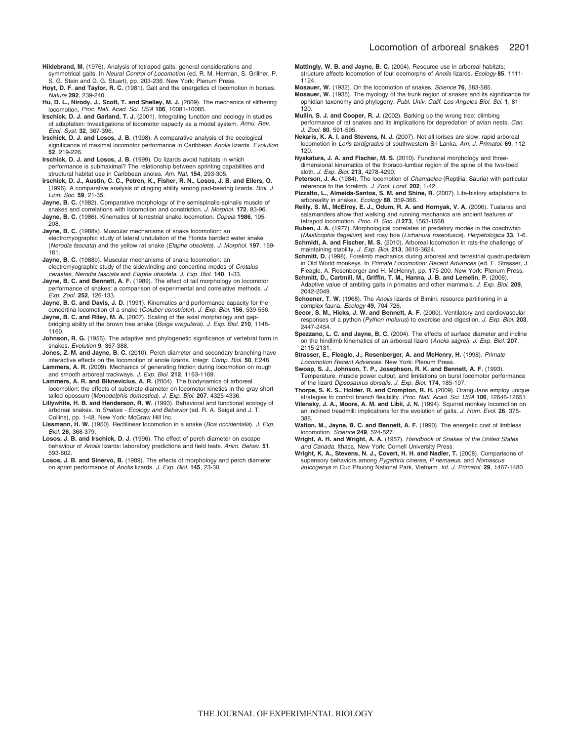**Hildebrand, M.** (1976). Analysis of tetrapod gaits: general considerations and symmetrical gaits. In *Neural Control of Locomotion* (ed. R. M. Herman, S. Grillner, P. S. G. Stein and D. G. Stuart), pp. 203-236. New York: Plenum Press.

**Hoyt, D. F. and Taylor, R. C.** (1981). Gait and the energetics of locomotion in horses. *Nature* **292**, 239-240.

**Hu, D. L., Nirody, J., Scott, T. and Shelley, M. J.** (2009). The mechanics of slithering locomotion. *Proc. Natl. Acad. Sci. USA* **106**, 10081-10085.

**Irschick, D. J. and Garland, T. J.** (2001). Integrating function and ecology in studies of adaptation: Investigations of locomotor capacity as a model system. *Annu. Rev. Ecol. Syst.* **32**, 367-396.

**Irschick, D. J. and Losos, J. B.** (1998). A comparative analysis of the ecological significance of maximal locomotor performance in Caribbean *Anolis* lizards. *Evolution* **52**, 219-226.

**Irschick, D. J. and Losos, J. B.** (1999). Do lizards avoid habitats in which performance is submaximal? The relationship between sprinting capabilities and structural habitat use in Caribbean anoles. *Am. Nat.* **154**, 293-305.

**Irschick, D. J., Austin, C. C., Petren, K., Fisher, R. N., Losos, J. B. and Ellers, O.** (1996). A comparative analysis of clinging ability among pad-bearing lizards. *Biol. J. Linn. Soc.* **59**, 21-35.

**Jayne, B. C.** (1982). Comparative morphology of the semispinalis-spinalis muscle of snakes and correlations with locomotion and constriction. *J. Morphol.* **172**, 83-96.

**Jayne, B. C.** (1986). Kinematics of terrestrial snake locomotion. *Copeia* **1986**, 195-208.

**Jayne, B. C.** (1988a). Muscular mechanisms of snake locomotion: an electromyographic study of lateral undulation of the Florida banded water snake (*Nerodia fasciata*) and the yellow rat snake (*Elaphe obsoleta*). *J. Morphol.* **197**, 159-181.

**Jayne, B. C.** (1988b). Muscular mechanisms of snake locomotion: an electromyographic study of the sidewinding and concertina modes of *Crotalus cerastes*, *Nerodia fasciata* and *Elaphe obsoleta*. *J. Exp. Biol.* **140**, 1-33.

**Jayne, B. C. and Bennett, A. F.** (1989). The effect of tail morphology on locomotor performance of snakes: a comparison of experimental and correlative methods. *J. Exp. Zool.* **252**, 126-133.

**Jayne, B. C. and Davis, J. D.** (1991). Kinematics and performance capacity for the concertina locomotion of a snake (*Coluber constrictor*). *J. Exp. Biol.* **156**, 539-556.

**Jayne, B. C. and Riley, M. A.** (2007). Scaling of the axial morphology and gap-bridging ability of the brown tree snake (*Boiga irregularis*). *J. Exp. Biol.* **210**, 1148-1160.

**Johnson, R. G.** (1955). The adaptive and phylogenetic significance of vertebral form in snakes. *Evolution* **9**, 367-388.

**Jones, Z. M. and Jayne, B. C.** (2010). Perch diameter and secondary branching have interactive effects on the locomotion of anole lizards. *Integr. Comp. Biol.* **50**, E248.

**Lammers, A. R.** (2009). Mechanics of generating friction during locomotion on rough and smooth arboreal trackways. *J. Exp. Biol.* **212**, 1163-1169.

**Lammers, A. R. and Biknevicius, A. R.** (2004). The biodynamics of arboreal locomotion: the effects of substrate diameter on locomotor kinetics in the gray short-tailed opossum (*Monodelphis domestica*). *J. Exp. Biol.* **207**, 4325-4336.

**Lillywhite, H. B. and Henderson, R. W.** (1993). Behavioral and functional ecology of arboreal snakes. In *Snakes - Ecology and Behavior* (ed. R. A. Seigel and J. T. Collins), pp. 1-48. New York: McGraw Hill Inc.

**Lissmann, H. W.** (1950). Rectilinear locomotion in a snake (*Boa occidentalis*). *J. Exp. Biol.* **26**, 368-379.

**Losos, J. B. and Irschick, D. J.** (1996). The effect of perch diameter on escape behaviour of *Anolis* lizards: laboratory predictions and field tests. *Anim. Behav.* **51**, 593-602.

**Losos, J. B. and Sinervo, B.** (1989). The effects of morphology and perch diameter on sprint performance of *Anolis* lizards. *J. Exp. Biol.* **145**, 23-30.

**Mattingly, W. B. and Jayne, B. C.** (2004). Resource use in arboreal habitats: structure affects locomotion of four ecomorphs of *Anolis* lizards. *Ecology* **85**, 1111-1124.

**Mosauer, W.** (1932). On the locomotion of snakes. *Science* **76**, 583-585.

**Mosauer, W.** (1935). The myology of the trunk region of snakes and its significance for ophidian taxonomy and phylogeny. *Publ. Univ. Calif. Los Angeles Biol. Sci.* **1**, 81-120.

**Mullin, S. J. and Cooper, R. J.** (2002). Barking up the wrong tree: climbing performance of rat snakes and its implications for depredation of avian nests. *Can. J. Zool.* **80**, 591-595.

**Nekaris, K. A. I. and Stevens, N. J.** (2007). Not all lorises are slow: rapid arboreal locomotion in *Loris tardigradus* of southwestern Sri Lanka. *Am. J. Primatol.* **69**, 112-120.

**Nyakatura, J. A. and Fischer, M. S.** (2010). Functional morphology and three-dimensional kinematics of the thoraco-lumbar region of the spine of the two-toed sloth. *J. Exp. Biol.* **213**, 4278-4290.

**Peterson, J. A.** (1984). The locomotion of *Chamaeleo* (Reptilia: Sauria) with particular reference to the forelimb. *J. Zool. Lond.* **202**, 1-42.

**Pizzatto, L., Almeida-Santos, S. M. and Shine, R.** (2007). Life-history adaptations to arboreality in snakes. *Ecology* **88**, 359-366.

**Reilly, S. M., McElroy, E. J., Odum, R. A. and Hornyak, V. A.** (2006). Tuataras and salamanders show that walking and running mechanics are ancient features of tetrapod locomotion. *Proc. R. Soc. B* **273**, 1563-1568.

**Ruben, J. A.** (1977). Morphological correlates of predatory modes in the coachwhip (*Masticophis flagellum*) and rosy boa (*Lichanura roseofusca*). *Herpetologica* **33**, 1-6.

**Schmidt, A. and Fischer, M. S.** (2010). Arboreal locomotion in rats-the challenge of maintaining stability. *J. Exp. Biol.* **213**, 3615-3624.

**Schmitt, D.** (1998). Forelimb mechanics during arboreal and terrestrial quadrupedalism in Old World monkeys. In *Primate Locomotion: Recent Advances* (ed. E. Strasser, J. Fleagle, A. Rosenberger and H. McHenry), pp. 175-200. New York: Plenum Press.

**Schmitt, D., Cartmill, M., Griffin, T. M., Hanna, J. B. and Lemelin, P.** (2006). Adaptive value of ambling gaits in primates and other mammals. *J. Exp. Biol.* **209**, 2042-2049.

**Schoener, T. W.** (1968). The *Anolis* lizards of Bimini: resource partitioning in a complex fauna. *Ecology* **49**, 704-726.

**Secor, S. M., Hicks, J. W. and Bennett, A. F.** (2000). Ventilatory and cardiovascular responses of a python (*Python molurus*) to exercise and digestion. *J. Exp. Biol.* **203**, 2447-2454.

**Spezzano, L. C. and Jayne, B. C.** (2004). The effects of surface diameter and incline on the hindlimb kinematics of an arboreal lizard (*Anolis sagrei*). *J. Exp. Biol.* **207**, 2115-2131.

**Strasser, E., Fleagle, J., Rosenberger, A. and McHenry, H.** (1998). *Primate Locomotion Recent Advances*. New York: Plenum Press.

**Swoap, S. J., Johnson, T. P., Josephson, R. K. and Bennett, A. F.** (1993). Temperature, muscle power output, and limitations on burst locomotor performance of the lizard *Dipsosaurus dorsalis*. *J. Exp. Biol.* **174**, 185-197.

**Thorpe, S. K. S., Holder, R. and Crompton, R. H.** (2009). Orangutans employ unique strategies to control branch flexibility. *Proc. Natl. Acad. Sci. USA* **106**, 12646-12651.

**Vilensky, J. A., Moore, A. M. and Libii, J. N.** (1994). Squirrel monkey locomotion on an inclined treadmill: implications for the evolution of gaits. *J. Hum. Evol.* **26**, 375-386.

**Walton, M., Jayne, B. C. and Bennett, A. F.** (1990). The energetic cost of limbless locomotion. *Science* **249**, 524-527.

**Wright, A. H. and Wright, A. A.** (1957). *Handbook of Snakes of the United States and Canada*. Ithaca, New York: Cornell University Press.

**Wright, K. A., Stevens, N. J., Covert, H. H. and Nadler, T.** (2008). Comparisons of supensory behaviors among *Pygathrix cinerea*, *P nemaeus*, and *Nomascus laucogenys* in Cuc Phuong National Park, Vietnam. *Int. J. Primatol.* **29**, 1467-1480.